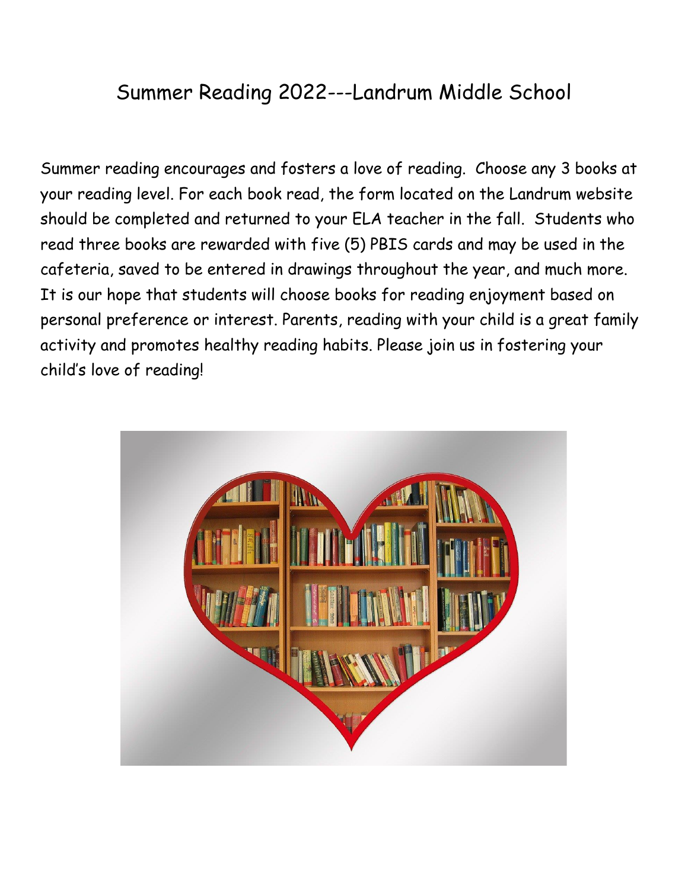# Summer Reading 2022---Landrum Middle School

Summer reading encourages and fosters a love of reading. Choose any 3 books at your reading level. For each book read, the form located on the Landrum website should be completed and returned to your ELA teacher in the fall. Students who read three books are rewarded with five (5) PBIS cards and may be used in the cafeteria, saved to be entered in drawings throughout the year, and much more. It is our hope that students will choose books for reading enjoyment based on personal preference or interest. Parents, reading with your child is a great family activity and promotes healthy reading habits. Please join us in fostering your child's love of reading!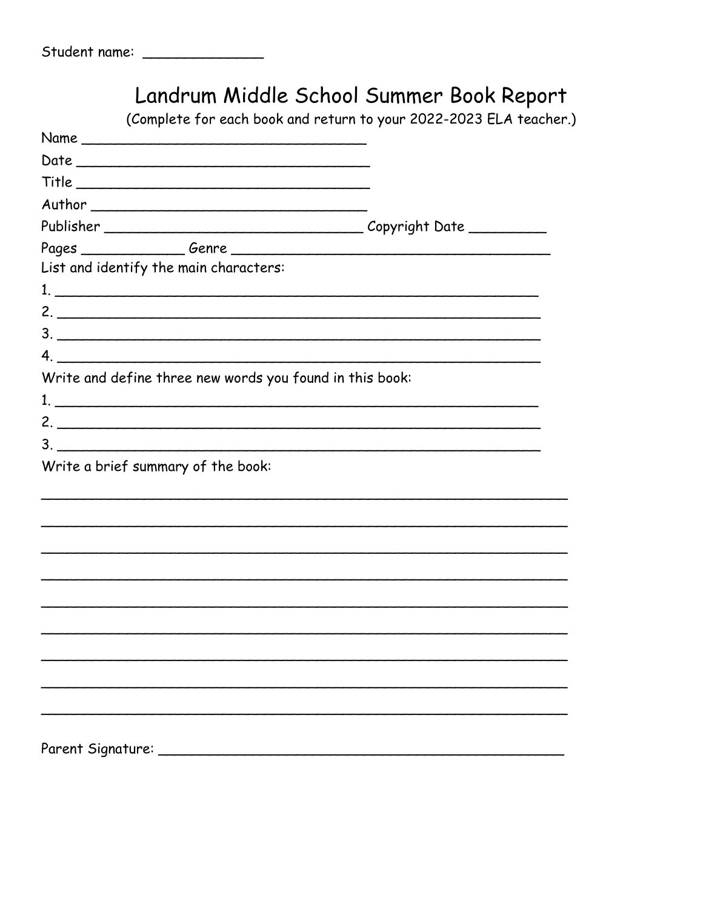Student name: ______________

# Landrum Middle School Summer Book Report

(Complete for each book and return to your 2022-2023 ELA teacher.)

Name __________________________________

Date ___________________________________

Title ___________________________________

Author _________________________________

Publisher ________________________________ Copyright Date _________

Pages _____________ Genre ________________________________________

List and identify the main characters:

1. ____________________________________________________________
2. ____________________________________________________________
3. ____________________________________________________________
4. ____________________________________________________________

Write and define three new words you found in this book:

1. ____________________________________________________________
2. ____________________________________________________________
3. ____________________________________________________________

Write a brief summary of the book:

_________________________________________________________________

_________________________________________________________________

_________________________________________________________________

_________________________________________________________________

_________________________________________________________________

_________________________________________________________________

_________________________________________________________________

_________________________________________________________________

_________________________________________________________________

Parent Signature: __________________________________________________